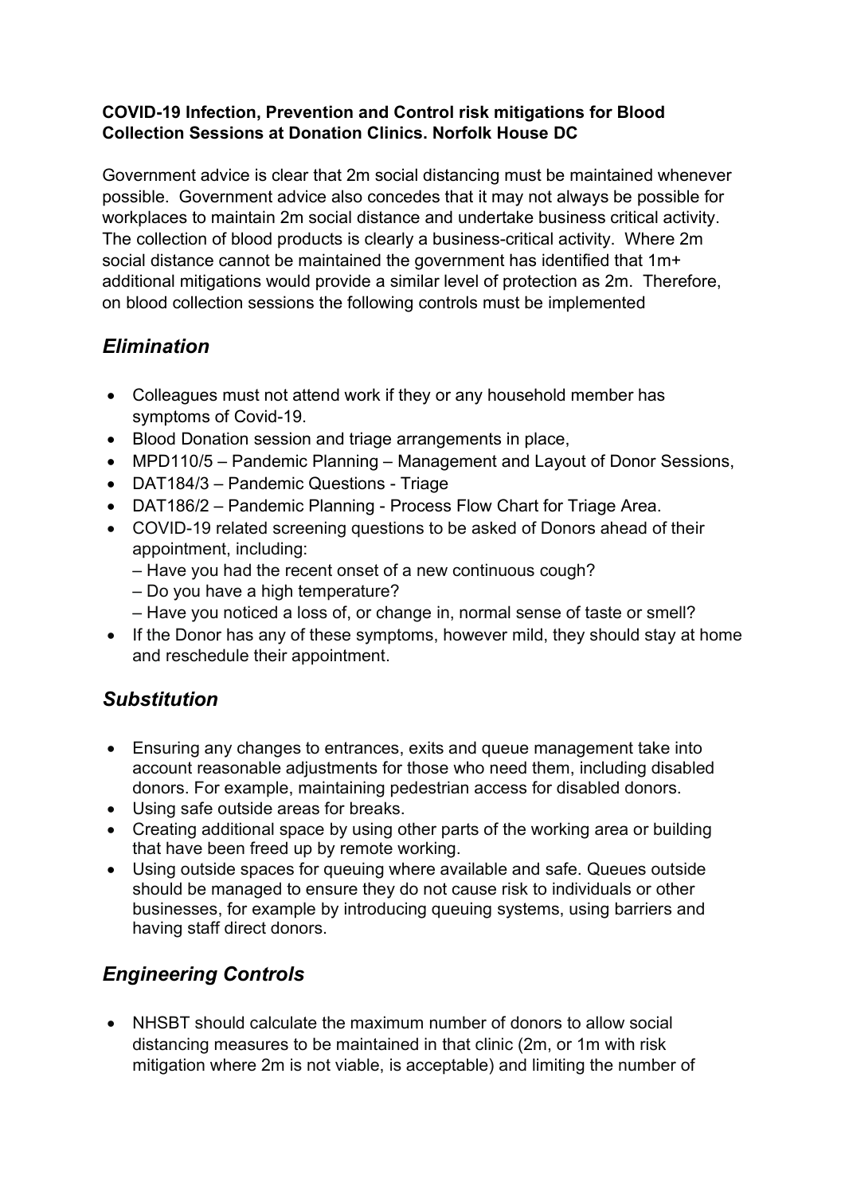**COVID-19 Infection, Prevention and Control risk mitigations for Blood Collection Sessions at Donation Clinics. Norfolk House DC**

Government advice is clear that 2m social distancing must be maintained whenever possible. Government advice also concedes that it may not always be possible for workplaces to maintain 2m social distance and undertake business critical activity. The collection of blood products is clearly a business-critical activity. Where 2m social distance cannot be maintained the government has identified that 1m+ additional mitigations would provide a similar level of protection as 2m. Therefore, on blood collection sessions the following controls must be implemented

## *Elimination*

- Colleagues must not attend work if they or any household member has symptoms of Covid-19.
- Blood Donation session and triage arrangements in place,
- MPD110/5 – Pandemic Planning – Management and Layout of Donor Sessions,
- DAT184/3 – Pandemic Questions - Triage
- DAT186/2 – Pandemic Planning - Process Flow Chart for Triage Area.
- COVID-19 related screening questions to be asked of Donors ahead of their appointment, including:
  – Have you had the recent onset of a new continuous cough?
  – Do you have a high temperature?
  – Have you noticed a loss of, or change in, normal sense of taste or smell?
- If the Donor has any of these symptoms, however mild, they should stay at home and reschedule their appointment.

## *Substitution*

- Ensuring any changes to entrances, exits and queue management take into account reasonable adjustments for those who need them, including disabled donors. For example, maintaining pedestrian access for disabled donors.
- Using safe outside areas for breaks.
- Creating additional space by using other parts of the working area or building that have been freed up by remote working.
- Using outside spaces for queuing where available and safe. Queues outside should be managed to ensure they do not cause risk to individuals or other businesses, for example by introducing queuing systems, using barriers and having staff direct donors.

## *Engineering Controls*

- NHSBT should calculate the maximum number of donors to allow social distancing measures to be maintained in that clinic (2m, or 1m with risk mitigation where 2m is not viable, is acceptable) and limiting the number of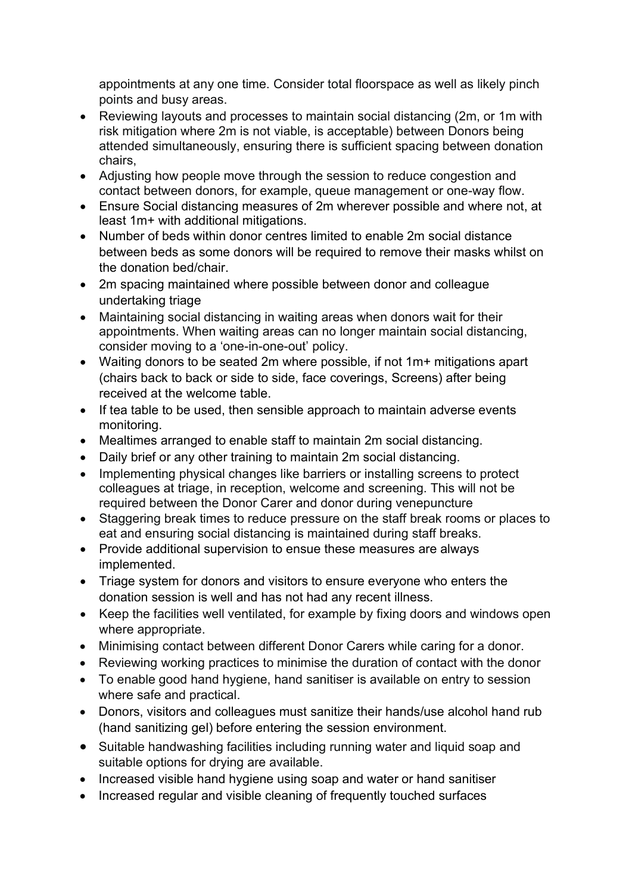appointments at any one time. Consider total floorspace as well as likely pinch points and busy areas.

- Reviewing layouts and processes to maintain social distancing (2m, or 1m with risk mitigation where 2m is not viable, is acceptable) between Donors being attended simultaneously, ensuring there is sufficient spacing between donation chairs,
- Adjusting how people move through the session to reduce congestion and contact between donors, for example, queue management or one-way flow.
- Ensure Social distancing measures of 2m wherever possible and where not, at least 1m+ with additional mitigations.
- Number of beds within donor centres limited to enable 2m social distance between beds as some donors will be required to remove their masks whilst on the donation bed/chair.
- 2m spacing maintained where possible between donor and colleague undertaking triage
- Maintaining social distancing in waiting areas when donors wait for their appointments. When waiting areas can no longer maintain social distancing, consider moving to a 'one-in-one-out' policy.
- Waiting donors to be seated 2m where possible, if not 1m+ mitigations apart (chairs back to back or side to side, face coverings, Screens) after being received at the welcome table.
- If tea table to be used, then sensible approach to maintain adverse events monitoring.
- Mealtimes arranged to enable staff to maintain 2m social distancing.
- Daily brief or any other training to maintain 2m social distancing.
- Implementing physical changes like barriers or installing screens to protect colleagues at triage, in reception, welcome and screening. This will not be required between the Donor Carer and donor during venepuncture
- Staggering break times to reduce pressure on the staff break rooms or places to eat and ensuring social distancing is maintained during staff breaks.
- Provide additional supervision to ensue these measures are always implemented.
- Triage system for donors and visitors to ensure everyone who enters the donation session is well and has not had any recent illness.
- Keep the facilities well ventilated, for example by fixing doors and windows open where appropriate.
- Minimising contact between different Donor Carers while caring for a donor.
- Reviewing working practices to minimise the duration of contact with the donor
- To enable good hand hygiene, hand sanitiser is available on entry to session where safe and practical.
- Donors, visitors and colleagues must sanitize their hands/use alcohol hand rub (hand sanitizing gel) before entering the session environment.
- Suitable handwashing facilities including running water and liquid soap and suitable options for drying are available.
- Increased visible hand hygiene using soap and water or hand sanitiser
- Increased regular and visible cleaning of frequently touched surfaces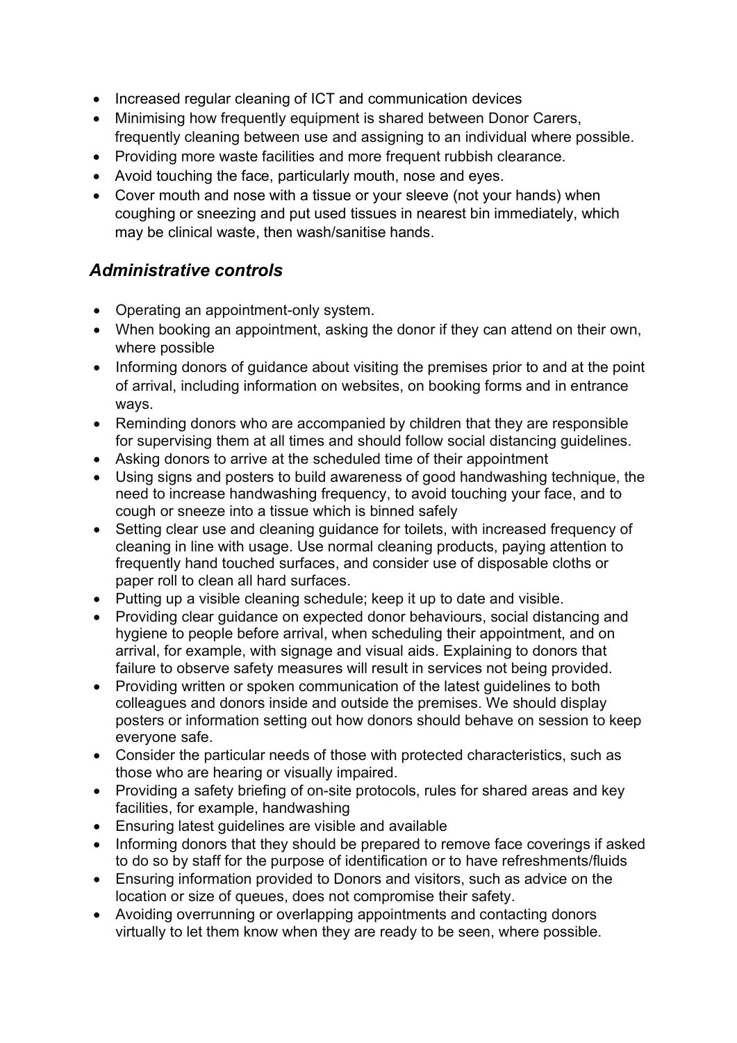- Increased regular cleaning of ICT and communication devices
- Minimising how frequently equipment is shared between Donor Carers, frequently cleaning between use and assigning to an individual where possible.
- Providing more waste facilities and more frequent rubbish clearance.
- Avoid touching the face, particularly mouth, nose and eyes.
- Cover mouth and nose with a tissue or your sleeve (not your hands) when coughing or sneezing and put used tissues in nearest bin immediately, which may be clinical waste, then wash/sanitise hands.

### *Administrative controls*

- Operating an appointment-only system.
- When booking an appointment, asking the donor if they can attend on their own, where possible
- Informing donors of guidance about visiting the premises prior to and at the point of arrival, including information on websites, on booking forms and in entrance ways.
- Reminding donors who are accompanied by children that they are responsible for supervising them at all times and should follow social distancing guidelines.
- Asking donors to arrive at the scheduled time of their appointment
- Using signs and posters to build awareness of good handwashing technique, the need to increase handwashing frequency, to avoid touching your face, and to cough or sneeze into a tissue which is binned safely
- Setting clear use and cleaning guidance for toilets, with increased frequency of cleaning in line with usage. Use normal cleaning products, paying attention to frequently hand touched surfaces, and consider use of disposable cloths or paper roll to clean all hard surfaces.
- Putting up a visible cleaning schedule; keep it up to date and visible.
- Providing clear guidance on expected donor behaviours, social distancing and hygiene to people before arrival, when scheduling their appointment, and on arrival, for example, with signage and visual aids. Explaining to donors that failure to observe safety measures will result in services not being provided.
- Providing written or spoken communication of the latest guidelines to both colleagues and donors inside and outside the premises. We should display posters or information setting out how donors should behave on session to keep everyone safe.
- Consider the particular needs of those with protected characteristics, such as those who are hearing or visually impaired.
- Providing a safety briefing of on-site protocols, rules for shared areas and key facilities, for example, handwashing
- Ensuring latest guidelines are visible and available
- Informing donors that they should be prepared to remove face coverings if asked to do so by staff for the purpose of identification or to have refreshments/fluids
- Ensuring information provided to Donors and visitors, such as advice on the location or size of queues, does not compromise their safety.
- Avoiding overrunning or overlapping appointments and contacting donors virtually to let them know when they are ready to be seen, where possible.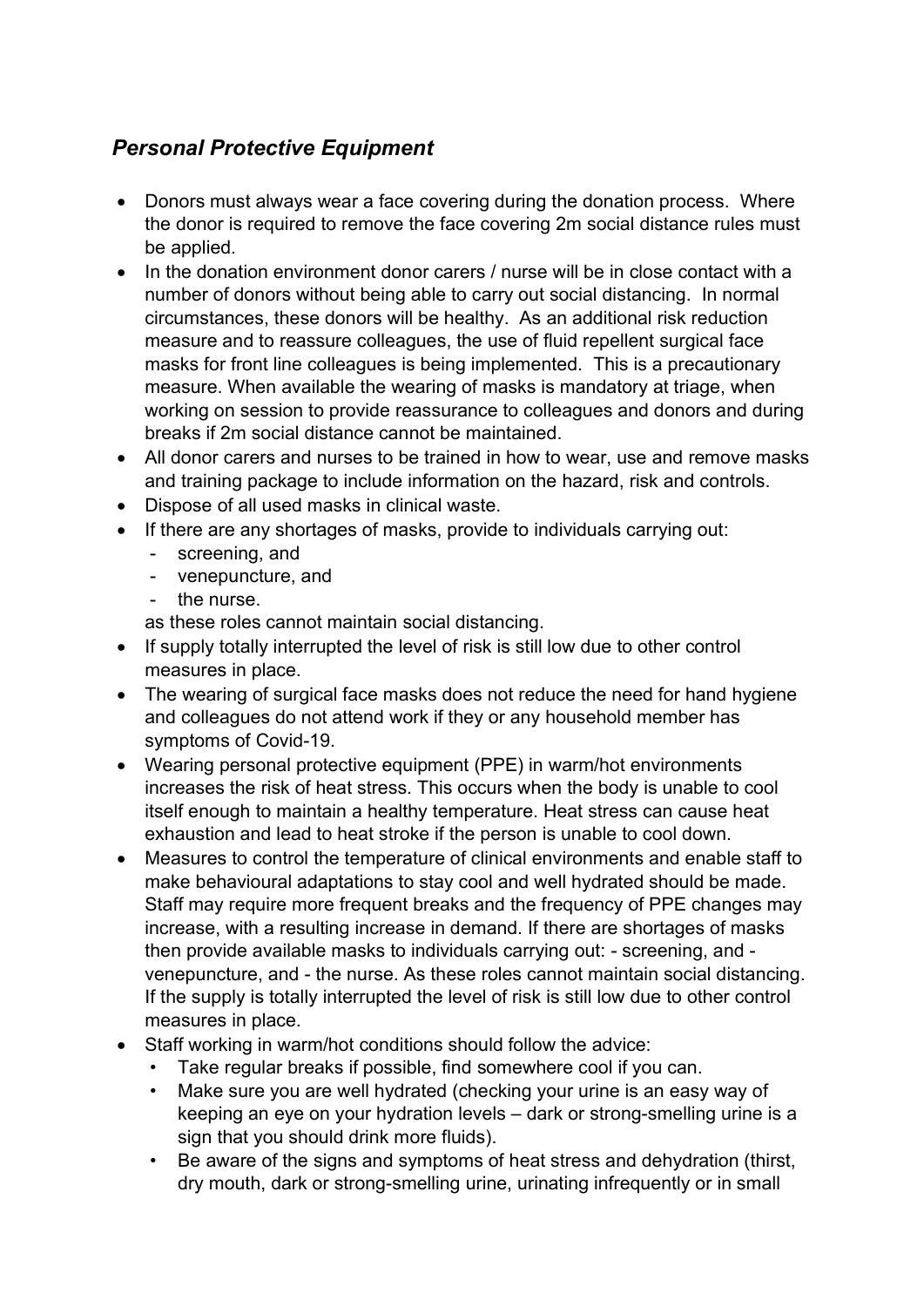## *Personal Protective Equipment*

- Donors must always wear a face covering during the donation process. Where the donor is required to remove the face covering 2m social distance rules must be applied.
- In the donation environment donor carers / nurse will be in close contact with a number of donors without being able to carry out social distancing. In normal circumstances, these donors will be healthy. As an additional risk reduction measure and to reassure colleagues, the use of fluid repellent surgical face masks for front line colleagues is being implemented. This is a precautionary measure. When available the wearing of masks is mandatory at triage, when working on session to provide reassurance to colleagues and donors and during breaks if 2m social distance cannot be maintained.
- All donor carers and nurses to be trained in how to wear, use and remove masks and training package to include information on the hazard, risk and controls.
- Dispose of all used masks in clinical waste.
- If there are any shortages of masks, provide to individuals carrying out:
  - screening, and
  - venepuncture, and
  - the nurse.

  as these roles cannot maintain social distancing.
- If supply totally interrupted the level of risk is still low due to other control measures in place.
- The wearing of surgical face masks does not reduce the need for hand hygiene and colleagues do not attend work if they or any household member has symptoms of Covid-19.
- Wearing personal protective equipment (PPE) in warm/hot environments increases the risk of heat stress. This occurs when the body is unable to cool itself enough to maintain a healthy temperature. Heat stress can cause heat exhaustion and lead to heat stroke if the person is unable to cool down.
- Measures to control the temperature of clinical environments and enable staff to make behavioural adaptations to stay cool and well hydrated should be made. Staff may require more frequent breaks and the frequency of PPE changes may increase, with a resulting increase in demand. If there are shortages of masks then provide available masks to individuals carrying out: - screening, and - venepuncture, and - the nurse. As these roles cannot maintain social distancing. If the supply is totally interrupted the level of risk is still low due to other control measures in place.
- Staff working in warm/hot conditions should follow the advice:
  - Take regular breaks if possible, find somewhere cool if you can.
  - Make sure you are well hydrated (checking your urine is an easy way of keeping an eye on your hydration levels – dark or strong-smelling urine is a sign that you should drink more fluids).
  - Be aware of the signs and symptoms of heat stress and dehydration (thirst, dry mouth, dark or strong-smelling urine, urinating infrequently or in small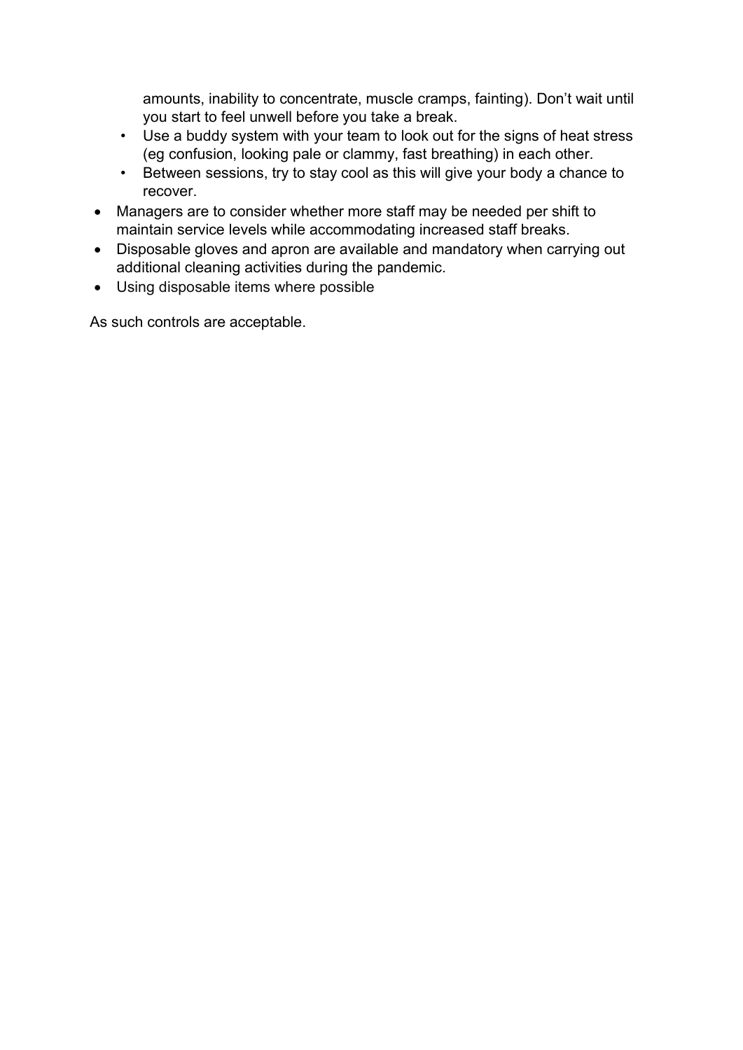amounts, inability to concentrate, muscle cramps, fainting). Don't wait until you start to feel unwell before you take a break.

  - Use a buddy system with your team to look out for the signs of heat stress (eg confusion, looking pale or clammy, fast breathing) in each other.
  - Between sessions, try to stay cool as this will give your body a chance to recover.
- Managers are to consider whether more staff may be needed per shift to maintain service levels while accommodating increased staff breaks.
- Disposable gloves and apron are available and mandatory when carrying out additional cleaning activities during the pandemic.
- Using disposable items where possible

As such controls are acceptable.